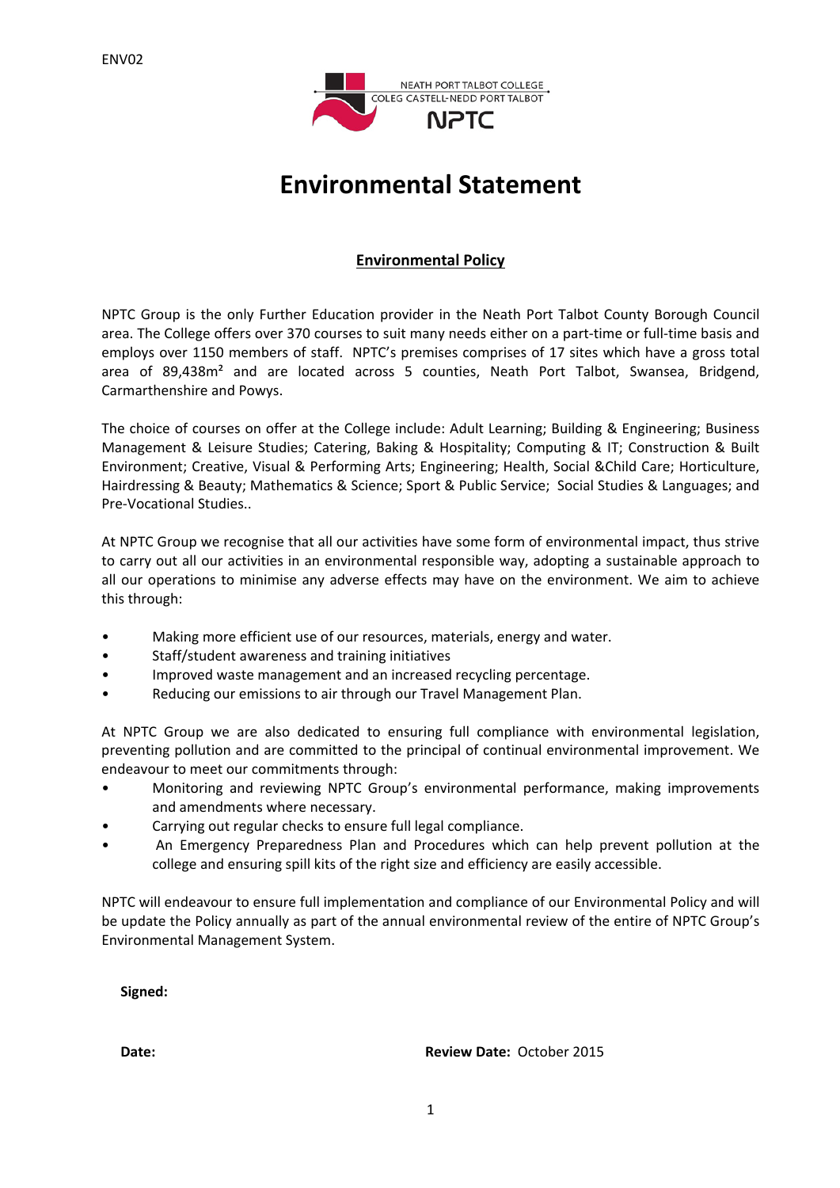ENV02

NEATH PORT TALBOT COLLEGE
COLEG CASTELL-NEDD PORT TALBOT
NPTC

# Environmental Statement

## Environmental Policy

NPTC Group is the only Further Education provider in the Neath Port Talbot County Borough Council area. The College offers over 370 courses to suit many needs either on a part-time or full-time basis and employs over 1150 members of staff. NPTC's premises comprises of 17 sites which have a gross total area of 89,438m² and are located across 5 counties, Neath Port Talbot, Swansea, Bridgend, Carmarthenshire and Powys.

The choice of courses on offer at the College include: Adult Learning; Building & Engineering; Business Management & Leisure Studies; Catering, Baking & Hospitality; Computing & IT; Construction & Built Environment; Creative, Visual & Performing Arts; Engineering; Health, Social &Child Care; Horticulture, Hairdressing & Beauty; Mathematics & Science; Sport & Public Service; Social Studies & Languages; and Pre-Vocational Studies..

At NPTC Group we recognise that all our activities have some form of environmental impact, thus strive to carry out all our activities in an environmental responsible way, adopting a sustainable approach to all our operations to minimise any adverse effects may have on the environment. We aim to achieve this through:

- Making more efficient use of our resources, materials, energy and water.
- Staff/student awareness and training initiatives
- Improved waste management and an increased recycling percentage.
- Reducing our emissions to air through our Travel Management Plan.

At NPTC Group we are also dedicated to ensuring full compliance with environmental legislation, preventing pollution and are committed to the principal of continual environmental improvement. We endeavour to meet our commitments through:

- Monitoring and reviewing NPTC Group's environmental performance, making improvements and amendments where necessary.
- Carrying out regular checks to ensure full legal compliance.
- An Emergency Preparedness Plan and Procedures which can help prevent pollution at the college and ensuring spill kits of the right size and efficiency are easily accessible.

NPTC will endeavour to ensure full implementation and compliance of our Environmental Policy and will be update the Policy annually as part of the annual environmental review of the entire of NPTC Group's Environmental Management System.

**Signed:**

**Date:** **Review Date:** October 2015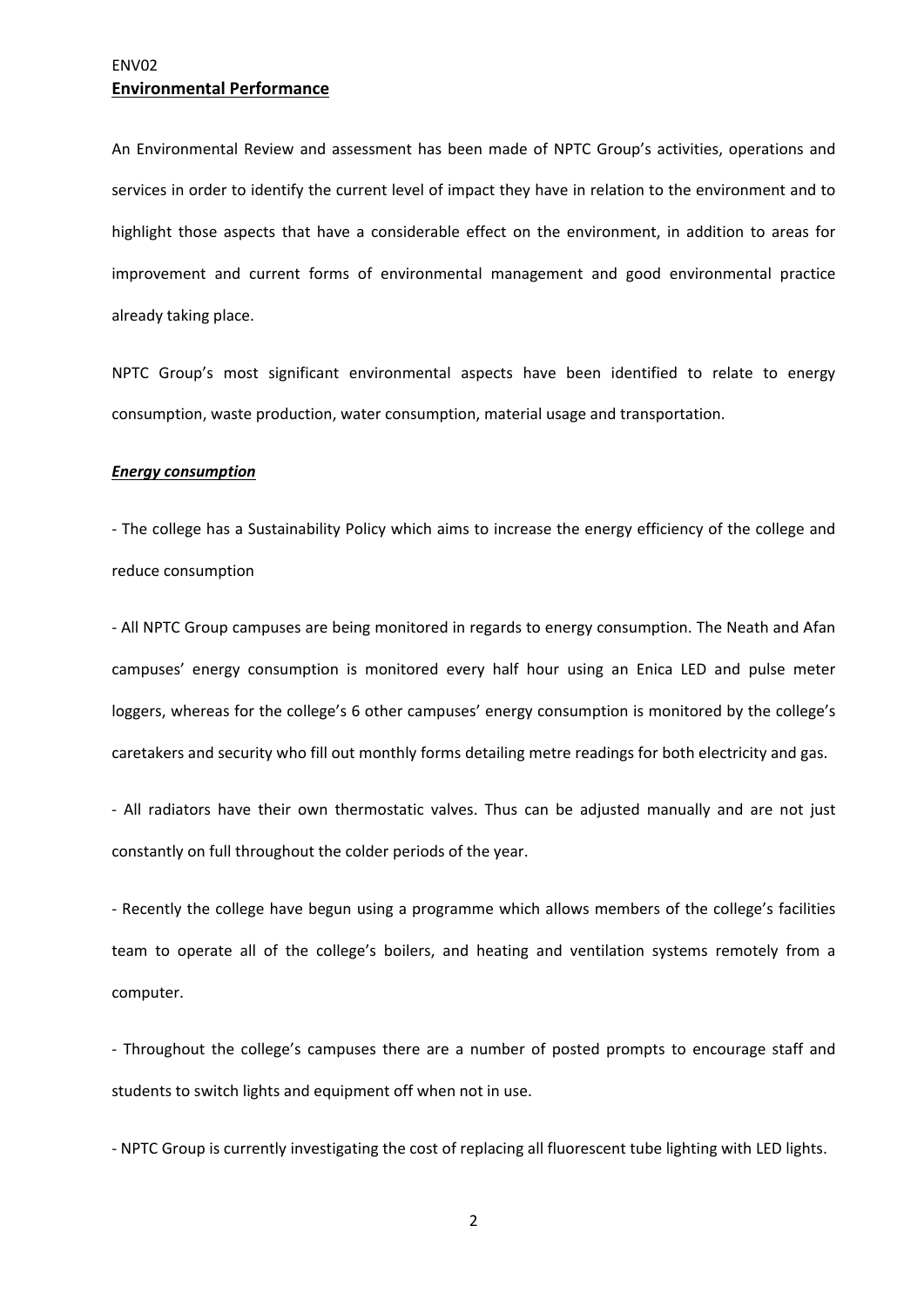ENV02

**Environmental Performance**

An Environmental Review and assessment has been made of NPTC Group's activities, operations and services in order to identify the current level of impact they have in relation to the environment and to highlight those aspects that have a considerable effect on the environment, in addition to areas for improvement and current forms of environmental management and good environmental practice already taking place.

NPTC Group's most significant environmental aspects have been identified to relate to energy consumption, waste production, water consumption, material usage and transportation.

***Energy consumption***

- The college has a Sustainability Policy which aims to increase the energy efficiency of the college and reduce consumption

- All NPTC Group campuses are being monitored in regards to energy consumption. The Neath and Afan campuses' energy consumption is monitored every half hour using an Enica LED and pulse meter loggers, whereas for the college's 6 other campuses' energy consumption is monitored by the college's caretakers and security who fill out monthly forms detailing metre readings for both electricity and gas.

- All radiators have their own thermostatic valves. Thus can be adjusted manually and are not just constantly on full throughout the colder periods of the year.

- Recently the college have begun using a programme which allows members of the college's facilities team to operate all of the college's boilers, and heating and ventilation systems remotely from a computer.

- Throughout the college's campuses there are a number of posted prompts to encourage staff and students to switch lights and equipment off when not in use.

- NPTC Group is currently investigating the cost of replacing all fluorescent tube lighting with LED lights.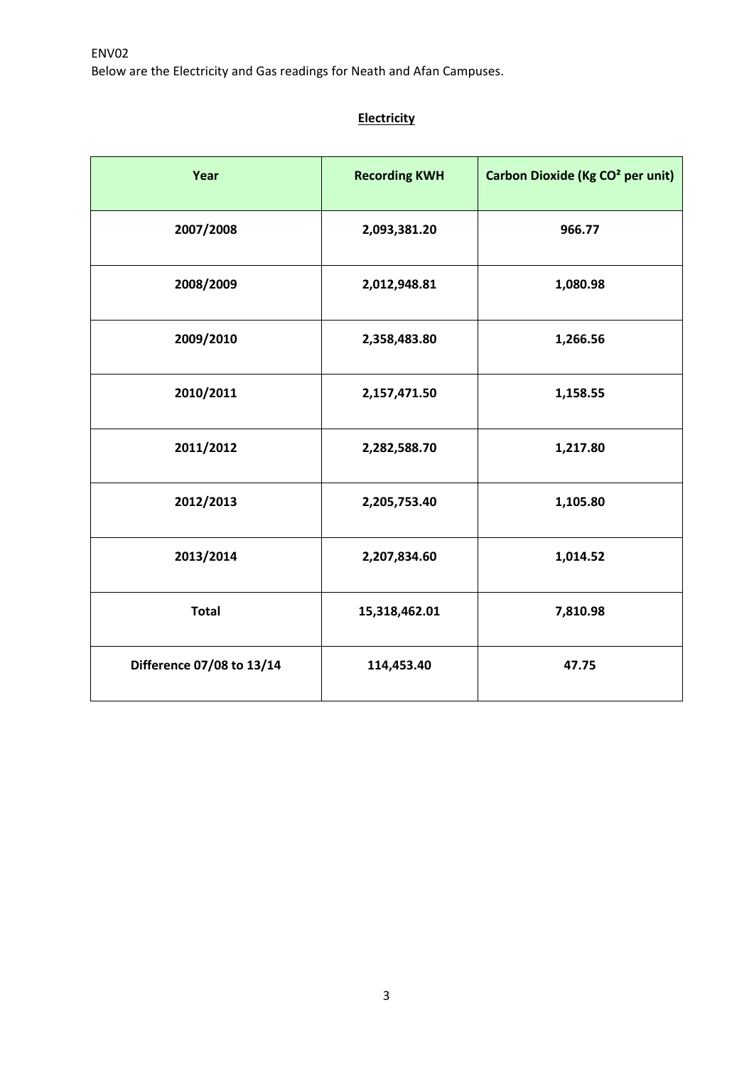ENV02

Below are the Electricity and Gas readings for Neath and Afan Campuses.

## Electricity

| Year | Recording KWH | Carbon Dioxide (Kg $CO^2$ per unit) |
|---|---|---|
| 2007/2008 | 2,093,381.20 | 966.77 |
| 2008/2009 | 2,012,948.81 | 1,080.98 |
| 2009/2010 | 2,358,483.80 | 1,266.56 |
| 2010/2011 | 2,157,471.50 | 1,158.55 |
| 2011/2012 | 2,282,588.70 | 1,217.80 |
| 2012/2013 | 2,205,753.40 | 1,105.80 |
| 2013/2014 | 2,207,834.60 | 1,014.52 |
| Total | 15,318,462.01 | 7,810.98 |
| Difference 07/08 to 13/14 | 114,453.40 | 47.75 |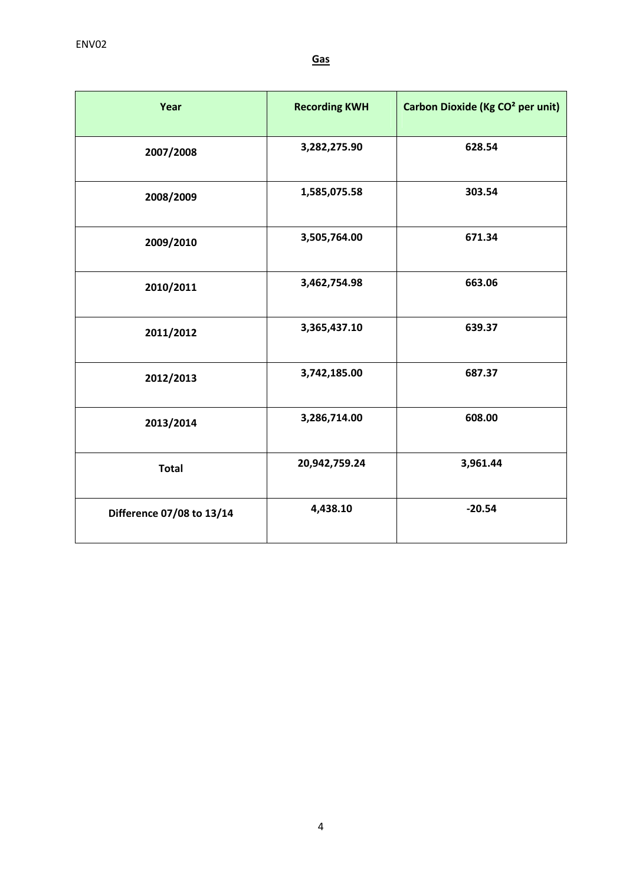## Gas

| Year | Recording KWH | Carbon Dioxide (Kg $CO^2$ per unit) |
|---|---|---|
| 2007/2008 | 3,282,275.90 | 628.54 |
| 2008/2009 | 1,585,075.58 | 303.54 |
| 2009/2010 | 3,505,764.00 | 671.34 |
| 2010/2011 | 3,462,754.98 | 663.06 |
| 2011/2012 | 3,365,437.10 | 639.37 |
| 2012/2013 | 3,742,185.00 | 687.37 |
| 2013/2014 | 3,286,714.00 | 608.00 |
| Total | 20,942,759.24 | 3,961.44 |
| Difference 07/08 to 13/14 | 4,438.10 | -20.54 |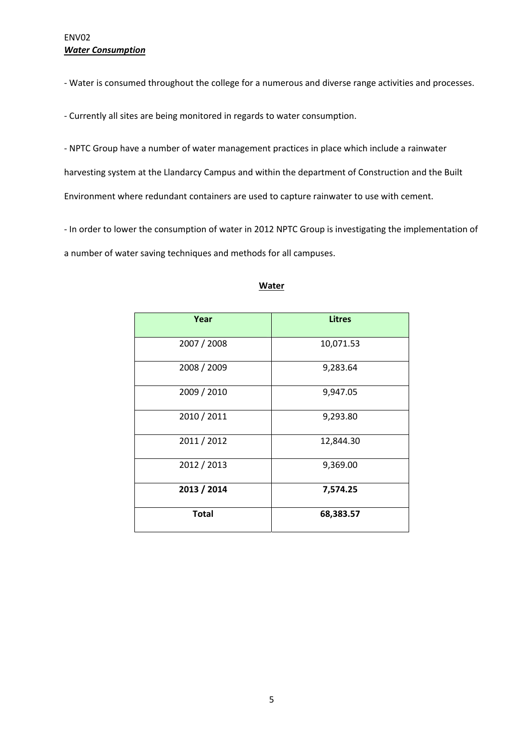ENV02

***Water Consumption***

- Water is consumed throughout the college for a numerous and diverse range activities and processes.

- Currently all sites are being monitored in regards to water consumption.

- NPTC Group have a number of water management practices in place which include a rainwater harvesting system at the Llandarcy Campus and within the department of Construction and the Built Environment where redundant containers are used to capture rainwater to use with cement.

- In order to lower the consumption of water in 2012 NPTC Group is investigating the implementation of a number of water saving techniques and methods for all campuses.

**Water**

| Year | Litres |
|---|---|
| 2007 / 2008 | 10,071.53 |
| 2008 / 2009 | 9,283.64 |
| 2009 / 2010 | 9,947.05 |
| 2010 / 2011 | 9,293.80 |
| 2011 / 2012 | 12,844.30 |
| 2012 / 2013 | 9,369.00 |
| **2013 / 2014** | **7,574.25** |
| **Total** | **68,383.57** |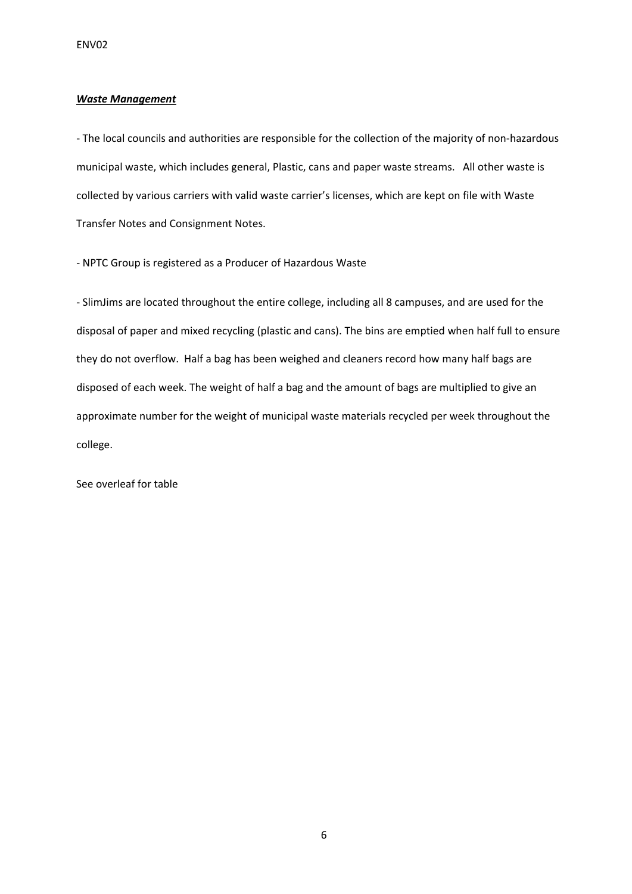***Waste Management***

- The local councils and authorities are responsible for the collection of the majority of non-hazardous municipal waste, which includes general, Plastic, cans and paper waste streams. All other waste is collected by various carriers with valid waste carrier's licenses, which are kept on file with Waste Transfer Notes and Consignment Notes.

- NPTC Group is registered as a Producer of Hazardous Waste

- SlimJims are located throughout the entire college, including all 8 campuses, and are used for the disposal of paper and mixed recycling (plastic and cans). The bins are emptied when half full to ensure they do not overflow. Half a bag has been weighed and cleaners record how many half bags are disposed of each week. The weight of half a bag and the amount of bags are multiplied to give an approximate number for the weight of municipal waste materials recycled per week throughout the college.

See overleaf for table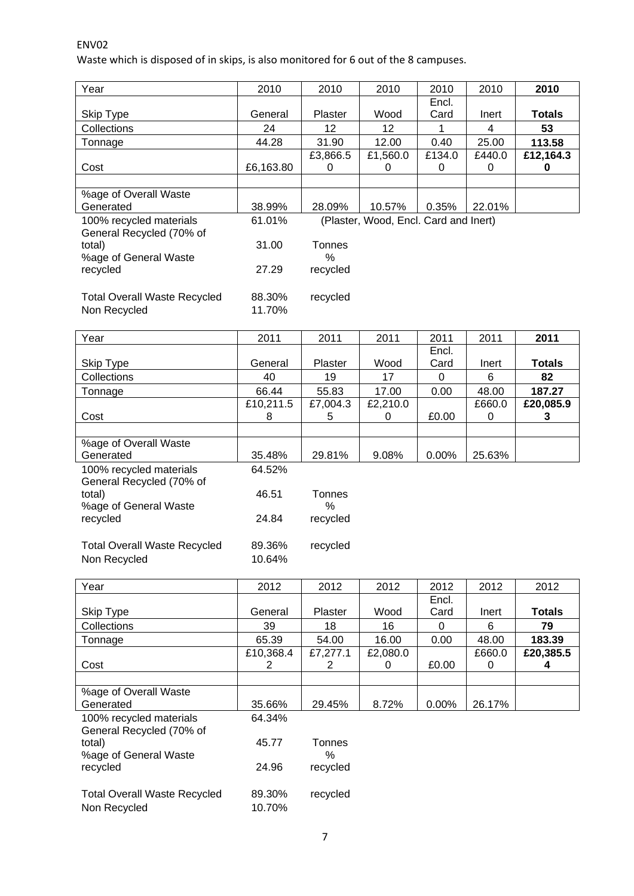ENV02

Waste which is disposed of in skips, is also monitored for 6 out of the 8 campuses.

| Year | 2010 | 2010 | 2010 | 2010 | 2010 | **2010** |
|---|---|---|---|---|---|---|
| Skip Type | General | Plaster | Wood | Encl. Card | Inert | **Totals** |
| Collections | 24 | 12 | 12 | 1 | 4 | **53** |
| Tonnage | 44.28 | 31.90 | 12.00 | 0.40 | 25.00 | **113.58** |
| Cost | £6,163.80 | £3,866.50 | £1,560.00 | £134.00 | £440.00 | **£12,164.30** |
| | | | | | | |
| %age of Overall Waste Generated | 38.99% | 28.09% | 10.57% | 0.35% | 22.01% | |
| 100% recycled materials | 61.01% | (Plaster, Wood, Encl. Card and Inert) | | | | |
| General Recycled (70% of total) | 31.00 | Tonnes | | | | |
| %age of General Waste recycled | 27.29 | % recycled | | | | |
| Total Overall Waste Recycled | 88.30% | recycled | | | | |
| Non Recycled | 11.70% | | | | | |

| Year | 2011 | 2011 | 2011 | 2011 | 2011 | **2011** |
|---|---|---|---|---|---|---|
| Skip Type | General | Plaster | Wood | Encl. Card | Inert | **Totals** |
| Collections | 40 | 19 | 17 | 0 | 6 | **82** |
| Tonnage | 66.44 | 55.83 | 17.00 | 0.00 | 48.00 | **187.27** |
| Cost | £10,211.58 | £7,004.35 | £2,210.00 | £0.00 | £660.00 | **£20,085.93** |
| | | | | | | |
| %age of Overall Waste Generated | 35.48% | 29.81% | 9.08% | 0.00% | 25.63% | |
| 100% recycled materials | 64.52% | | | | | |
| General Recycled (70% of total) | 46.51 | Tonnes | | | | |
| %age of General Waste recycled | 24.84 | % recycled | | | | |
| Total Overall Waste Recycled | 89.36% | recycled | | | | |
| Non Recycled | 10.64% | | | | | |

| Year | 2012 | 2012 | 2012 | 2012 | 2012 | 2012 |
|---|---|---|---|---|---|---|
| Skip Type | General | Plaster | Wood | Encl. Card | Inert | **Totals** |
| Collections | 39 | 18 | 16 | 0 | 6 | **79** |
| Tonnage | 65.39 | 54.00 | 16.00 | 0.00 | 48.00 | **183.39** |
| Cost | £10,368.42 | £7,277.12 | £2,080.00 | £0.00 | £660.00 | **£20,385.54** |
| | | | | | | |
| %age of Overall Waste Generated | 35.66% | 29.45% | 8.72% | 0.00% | 26.17% | |
| 100% recycled materials | 64.34% | | | | | |
| General Recycled (70% of total) | 45.77 | Tonnes | | | | |
| %age of General Waste recycled | 24.96 | % recycled | | | | |
| Total Overall Waste Recycled | 89.30% | recycled | | | | |
| Non Recycled | 10.70% | | | | | |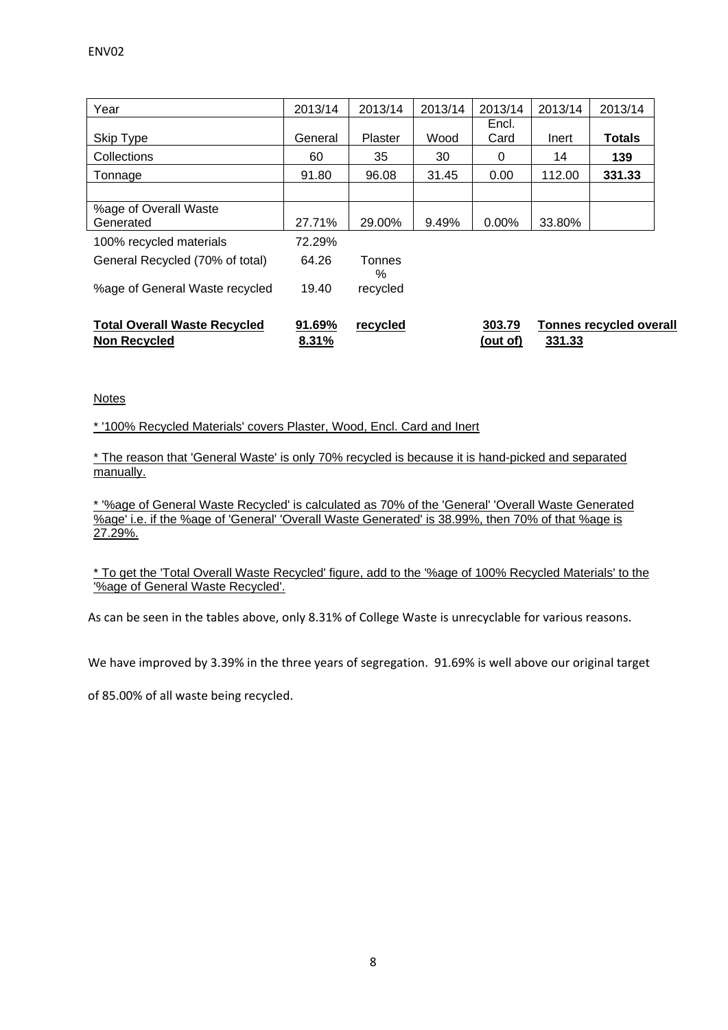| Year | 2013/14 | 2013/14 | 2013/14 | 2013/14 | 2013/14 | 2013/14 |
|---|---|---|---|---|---|---|
| Skip Type | General | Plaster | Wood | Encl. Card | Inert | **Totals** |
| Collections | 60 | 35 | 30 | 0 | 14 | **139** |
| Tonnage | 91.80 | 96.08 | 31.45 | 0.00 | 112.00 | **331.33** |
| | | | | | | |
| %age of Overall Waste Generated | 27.71% | 29.00% | 9.49% | 0.00% | 33.80% | |
| 100% recycled materials | 72.29% | | | | | |
| General Recycled (70% of total) | 64.26 | Tonnes | | | | |
| %age of General Waste recycled | 19.40 | % recycled | | | | |
| **Total Overall Waste Recycled** | **91.69%** | **recycled** | | **303.79** | **Tonnes recycled overall** | |
| **Non Recycled** | **8.31%** | | | **(out of)** | **331.33** | |

Notes

* '100% Recycled Materials' covers Plaster, Wood, Encl. Card and Inert

* The reason that 'General Waste' is only 70% recycled is because it is hand-picked and separated manually.

* '%age of General Waste Recycled' is calculated as 70% of the 'General' 'Overall Waste Generated %age' i.e. if the %age of 'General' 'Overall Waste Generated' is 38.99%, then 70% of that %age is 27.29%.

* To get the 'Total Overall Waste Recycled' figure, add to the '%age of 100% Recycled Materials' to the '%age of General Waste Recycled'.

As can be seen in the tables above, only 8.31% of College Waste is unrecyclable for various reasons.

We have improved by 3.39% in the three years of segregation. 91.69% is well above our original target of 85.00% of all waste being recycled.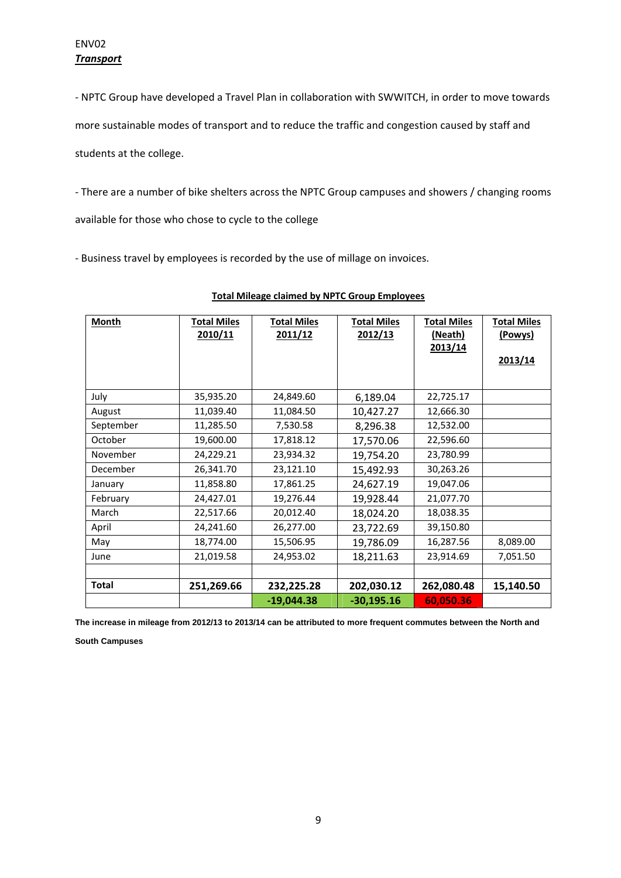ENV02

***Transport***

- NPTC Group have developed a Travel Plan in collaboration with SWWITCH, in order to move towards more sustainable modes of transport and to reduce the traffic and congestion caused by staff and students at the college.

- There are a number of bike shelters across the NPTC Group campuses and showers / changing rooms available for those who chose to cycle to the college

- Business travel by employees is recorded by the use of millage on invoices.

**Total Mileage claimed by NPTC Group Employees**

| Month | Total Miles 2010/11 | Total Miles 2011/12 | Total Miles 2012/13 | Total Miles (Neath) 2013/14 | Total Miles (Powys) 2013/14 |
|---|---|---|---|---|---|
| July | 35,935.20 | 24,849.60 | 6,189.04 | 22,725.17 | |
| August | 11,039.40 | 11,084.50 | 10,427.27 | 12,666.30 | |
| September | 11,285.50 | 7,530.58 | 8,296.38 | 12,532.00 | |
| October | 19,600.00 | 17,818.12 | 17,570.06 | 22,596.60 | |
| November | 24,229.21 | 23,934.32 | 19,754.20 | 23,780.99 | |
| December | 26,341.70 | 23,121.10 | 15,492.93 | 30,263.26 | |
| January | 11,858.80 | 17,861.25 | 24,627.19 | 19,047.06 | |
| February | 24,427.01 | 19,276.44 | 19,928.44 | 21,077.70 | |
| March | 22,517.66 | 20,012.40 | 18,024.20 | 18,038.35 | |
| April | 24,241.60 | 26,277.00 | 23,722.69 | 39,150.80 | |
| May | 18,774.00 | 15,506.95 | 19,786.09 | 16,287.56 | 8,089.00 |
| June | 21,019.58 | 24,953.02 | 18,211.63 | 23,914.69 | 7,051.50 |
| | | | | | |
| **Total** | **251,269.66** | **232,225.28** | **202,030.12** | **262,080.48** | **15,140.50** |
| | | **-19,044.38** | **-30,195.16** | **60,050.36** | |

**The increase in mileage from 2012/13 to 2013/14 can be attributed to more frequent commutes between the North and South Campuses**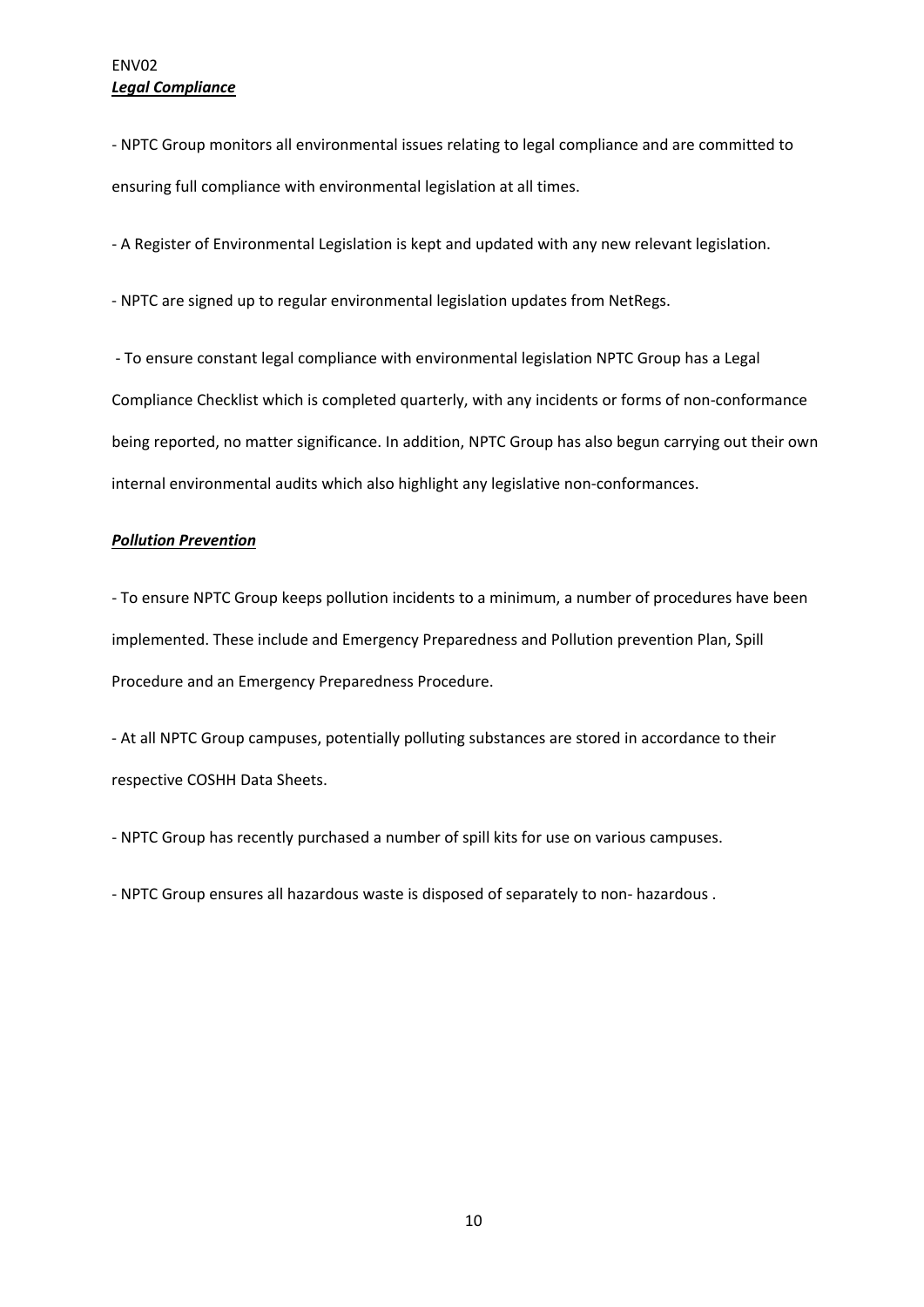ENV02

***Legal Compliance***

- NPTC Group monitors all environmental issues relating to legal compliance and are committed to ensuring full compliance with environmental legislation at all times.

- A Register of Environmental Legislation is kept and updated with any new relevant legislation.

- NPTC are signed up to regular environmental legislation updates from NetRegs.

- To ensure constant legal compliance with environmental legislation NPTC Group has a Legal Compliance Checklist which is completed quarterly, with any incidents or forms of non-conformance being reported, no matter significance. In addition, NPTC Group has also begun carrying out their own internal environmental audits which also highlight any legislative non-conformances.

***Pollution Prevention***

- To ensure NPTC Group keeps pollution incidents to a minimum, a number of procedures have been implemented. These include and Emergency Preparedness and Pollution prevention Plan, Spill Procedure and an Emergency Preparedness Procedure.

- At all NPTC Group campuses, potentially polluting substances are stored in accordance to their respective COSHH Data Sheets.

- NPTC Group has recently purchased a number of spill kits for use on various campuses.

- NPTC Group ensures all hazardous waste is disposed of separately to non- hazardous .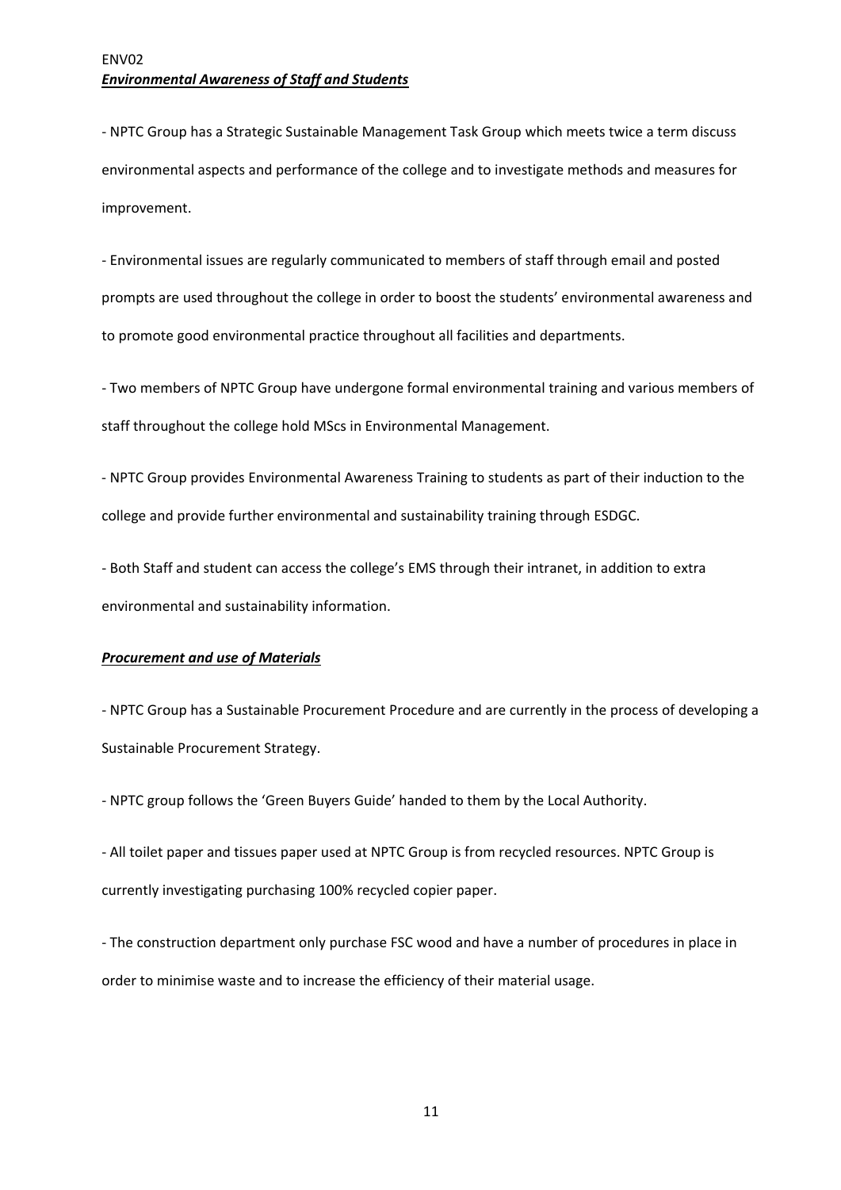ENV02

***Environmental Awareness of Staff and Students***

- NPTC Group has a Strategic Sustainable Management Task Group which meets twice a term discuss environmental aspects and performance of the college and to investigate methods and measures for improvement.

- Environmental issues are regularly communicated to members of staff through email and posted prompts are used throughout the college in order to boost the students' environmental awareness and to promote good environmental practice throughout all facilities and departments.

- Two members of NPTC Group have undergone formal environmental training and various members of staff throughout the college hold MScs in Environmental Management.

- NPTC Group provides Environmental Awareness Training to students as part of their induction to the college and provide further environmental and sustainability training through ESDGC.

- Both Staff and student can access the college's EMS through their intranet, in addition to extra environmental and sustainability information.

***Procurement and use of Materials***

- NPTC Group has a Sustainable Procurement Procedure and are currently in the process of developing a Sustainable Procurement Strategy.

- NPTC group follows the 'Green Buyers Guide' handed to them by the Local Authority.

- All toilet paper and tissues paper used at NPTC Group is from recycled resources. NPTC Group is currently investigating purchasing 100% recycled copier paper.

- The construction department only purchase FSC wood and have a number of procedures in place in order to minimise waste and to increase the efficiency of their material usage.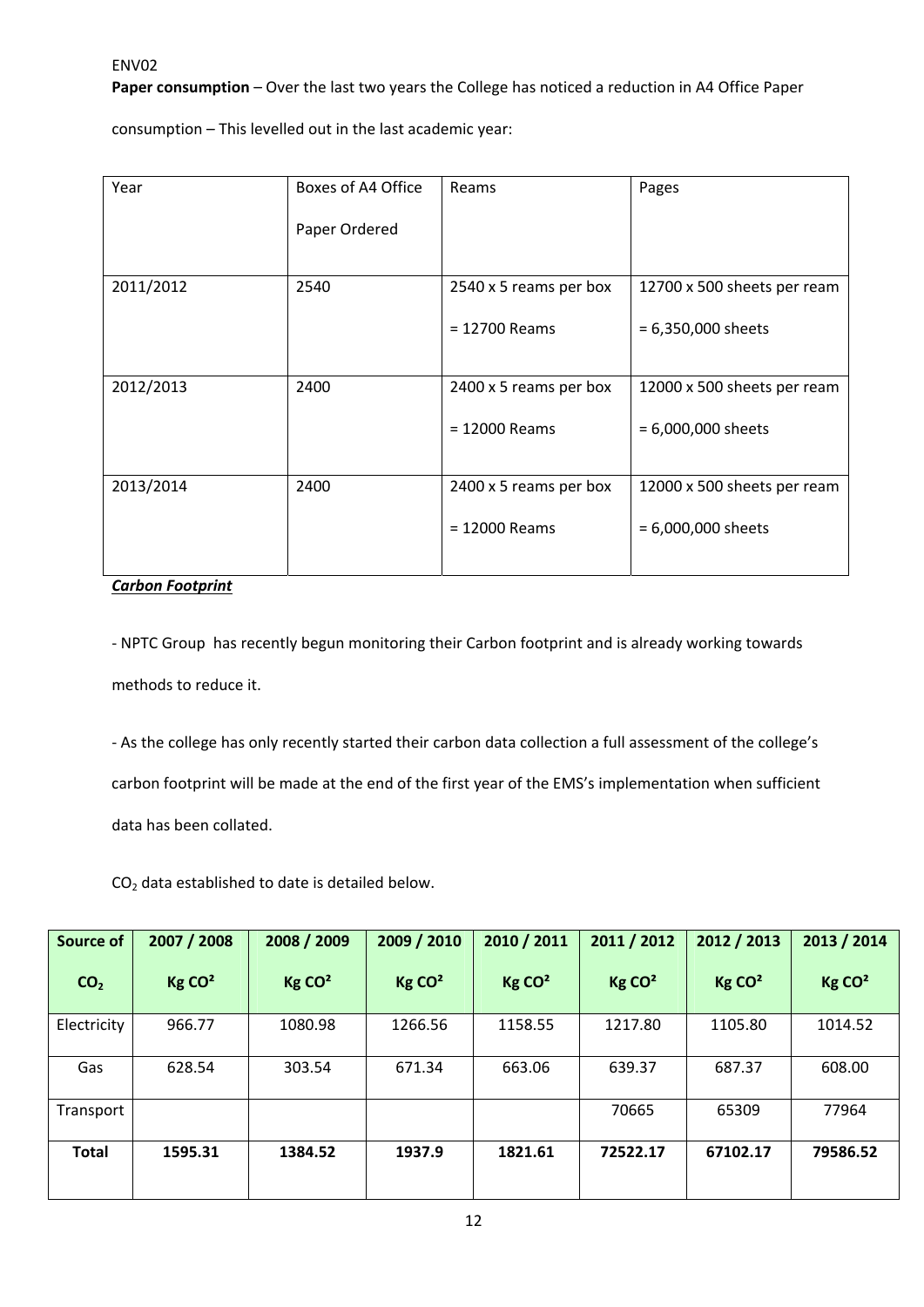ENV02

**Paper consumption** – Over the last two years the College has noticed a reduction in A4 Office Paper consumption – This levelled out in the last academic year:

| Year | Boxes of A4 Office Paper Ordered | Reams | Pages |
|---|---|---|---|
| 2011/2012 | 2540 | 2540 x 5 reams per box = 12700 Reams | 12700 x 500 sheets per ream = 6,350,000 sheets |
| 2012/2013 | 2400 | 2400 x 5 reams per box = 12000 Reams | 12000 x 500 sheets per ream = 6,000,000 sheets |
| 2013/2014 | 2400 | 2400 x 5 reams per box = 12000 Reams | 12000 x 500 sheets per ream = 6,000,000 sheets |

***Carbon Footprint***

- NPTC Group has recently begun monitoring their Carbon footprint and is already working towards methods to reduce it.

- As the college has only recently started their carbon data collection a full assessment of the college's carbon footprint will be made at the end of the first year of the EMS's implementation when sufficient data has been collated.

$CO_2$ data established to date is detailed below.

| Source of $CO_2$ | 2007 / 2008 Kg $CO^2$ | 2008 / 2009 Kg $CO^2$ | 2009 / 2010 Kg $CO^2$ | 2010 / 2011 Kg $CO^2$ | 2011 / 2012 Kg $CO^2$ | 2012 / 2013 Kg $CO^2$ | 2013 / 2014 Kg $CO^2$ |
|---|---|---|---|---|---|---|---|
| Electricity | 966.77 | 1080.98 | 1266.56 | 1158.55 | 1217.80 | 1105.80 | 1014.52 |
| Gas | 628.54 | 303.54 | 671.34 | 663.06 | 639.37 | 687.37 | 608.00 |
| Transport | | | | | 70665 | 65309 | 77964 |
| **Total** | **1595.31** | **1384.52** | **1937.9** | **1821.61** | **72522.17** | **67102.17** | **79586.52** |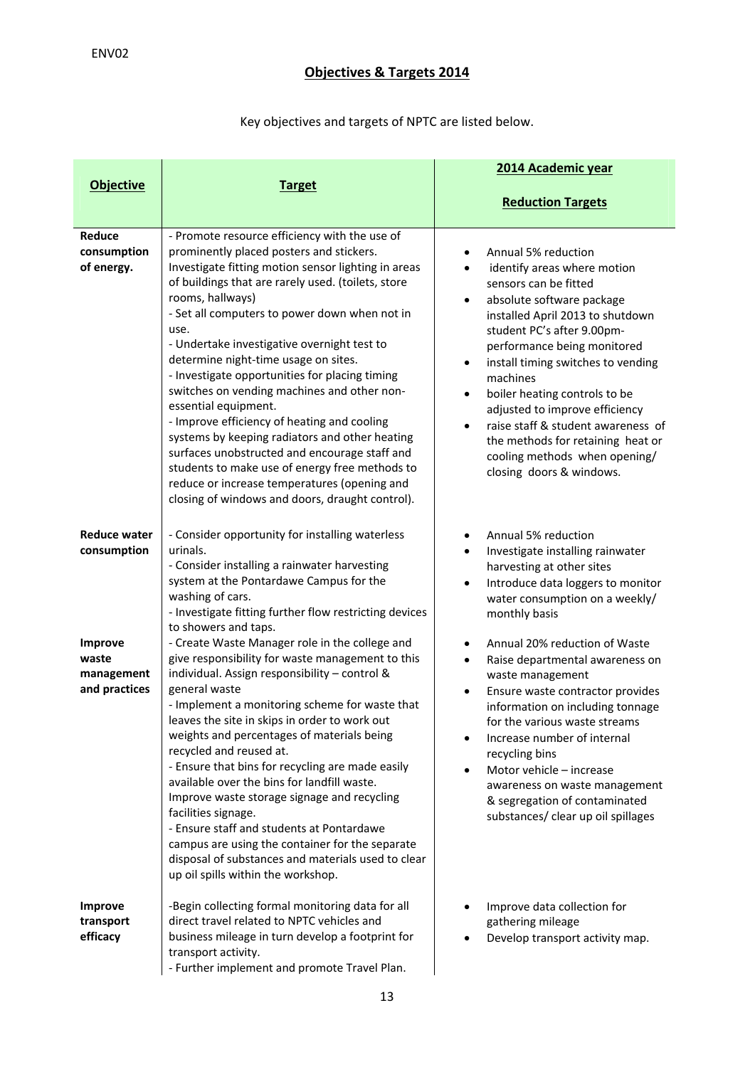ENV02

## Objectives & Targets 2014

Key objectives and targets of NPTC are listed below.

| Objective | Target | 2014 Academic year Reduction Targets |
|---|---|---|
| **Reduce consumption of energy.** | - Promote resource efficiency with the use of prominently placed posters and stickers. Investigate fitting motion sensor lighting in areas of buildings that are rarely used. (toilets, store rooms, hallways)<br>- Set all computers to power down when not in use.<br>- Undertake investigative overnight test to determine night-time usage on sites.<br>- Investigate opportunities for placing timing switches on vending machines and other non-essential equipment.<br>- Improve efficiency of heating and cooling systems by keeping radiators and other heating surfaces unobstructed and encourage staff and students to make use of energy free methods to reduce or increase temperatures (opening and closing of windows and doors, draught control). | • Annual 5% reduction<br>• identify areas where motion sensors can be fitted<br>• absolute software package installed April 2013 to shutdown student PC's after 9.00pm- performance being monitored<br>• install timing switches to vending machines<br>• boiler heating controls to be adjusted to improve efficiency<br>• raise staff & student awareness of the methods for retaining heat or cooling methods when opening/ closing doors & windows. |
| **Reduce water consumption** | - Consider opportunity for installing waterless urinals.<br>- Consider installing a rainwater harvesting system at the Pontardawe Campus for the washing of cars.<br>- Investigate fitting further flow restricting devices to showers and taps. | • Annual 5% reduction<br>• Investigate installing rainwater harvesting at other sites<br>• Introduce data loggers to monitor water consumption on a weekly/ monthly basis |
| **Improve waste management and practices** | - Create Waste Manager role in the college and give responsibility for waste management to this individual. Assign responsibility – control & general waste<br>- Implement a monitoring scheme for waste that leaves the site in skips in order to work out weights and percentages of materials being recycled and reused at.<br>- Ensure that bins for recycling are made easily available over the bins for landfill waste. Improve waste storage signage and recycling facilities signage.<br>- Ensure staff and students at Pontardawe campus are using the container for the separate disposal of substances and materials used to clear up oil spills within the workshop. | • Annual 20% reduction of Waste<br>• Raise departmental awareness on waste management<br>• Ensure waste contractor provides information on including tonnage for the various waste streams<br>• Increase number of internal recycling bins<br>• Motor vehicle – increase awareness on waste management & segregation of contaminated substances/ clear up oil spillages |
| **Improve transport efficacy** | -Begin collecting formal monitoring data for all direct travel related to NPTC vehicles and business mileage in turn develop a footprint for transport activity.<br>- Further implement and promote Travel Plan. | • Improve data collection for gathering mileage<br>• Develop transport activity map. |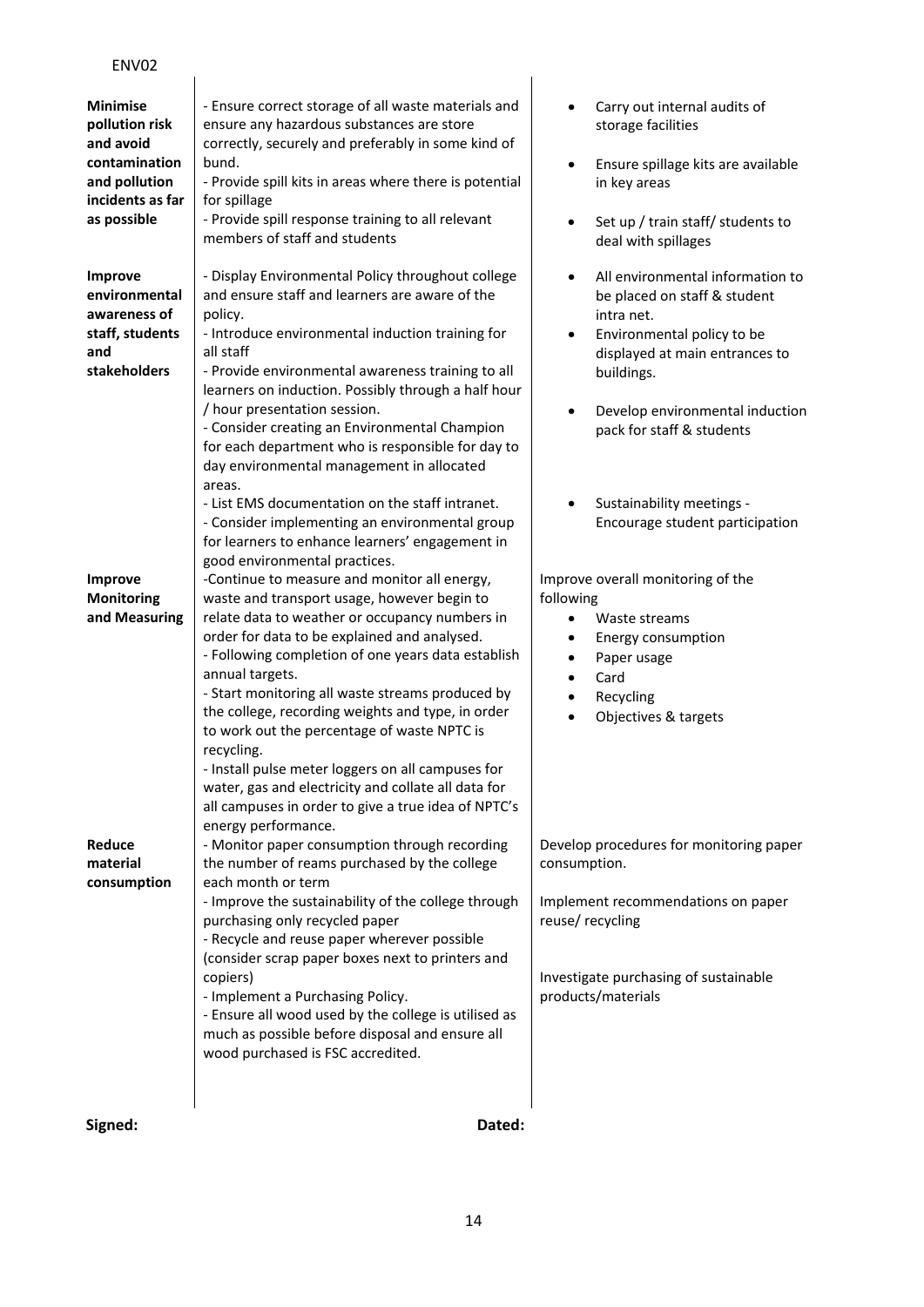ENV02

| | | |
|---|---|---|
| **Minimise pollution risk and avoid contamination and pollution incidents as far as possible** | - Ensure correct storage of all waste materials and ensure any hazardous substances are store correctly, securely and preferably in some kind of bund.<br>- Provide spill kits in areas where there is potential for spillage<br>- Provide spill response training to all relevant members of staff and students | • Carry out internal audits of storage facilities<br>• Ensure spillage kits are available in key areas<br>• Set up / train staff/ students to deal with spillages |
| **Improve environmental awareness of staff, students and stakeholders** | - Display Environmental Policy throughout college and ensure staff and learners are aware of the policy.<br>- Introduce environmental induction training for all staff<br>- Provide environmental awareness training to all learners on induction. Possibly through a half hour / hour presentation session.<br>- Consider creating an Environmental Champion for each department who is responsible for day to day environmental management in allocated areas.<br>- List EMS documentation on the staff intranet.<br>- Consider implementing an environmental group for learners to enhance learners' engagement in good environmental practices. | • All environmental information to be placed on staff & student intra net.<br>• Environmental policy to be displayed at main entrances to buildings.<br>• Develop environmental induction pack for staff & students<br>• Sustainability meetings - Encourage student participation |
| **Improve Monitoring and Measuring** | -Continue to measure and monitor all energy, waste and transport usage, however begin to relate data to weather or occupancy numbers in order for data to be explained and analysed.<br>- Following completion of one years data establish annual targets.<br>- Start monitoring all waste streams produced by the college, recording weights and type, in order to work out the percentage of waste NPTC is recycling.<br>- Install pulse meter loggers on all campuses for water, gas and electricity and collate all data for all campuses in order to give a true idea of NPTC's energy performance. | Improve overall monitoring of the following<br>• Waste streams<br>• Energy consumption<br>• Paper usage<br>• Card<br>• Recycling<br>• Objectives & targets |
| **Reduce material consumption** | - Monitor paper consumption through recording the number of reams purchased by the college each month or term<br>- Improve the sustainability of the college through purchasing only recycled paper<br>- Recycle and reuse paper wherever possible (consider scrap paper boxes next to printers and copiers)<br>- Implement a Purchasing Policy.<br>- Ensure all wood used by the college is utilised as much as possible before disposal and ensure all wood purchased is FSC accredited. | Develop procedures for monitoring paper consumption.<br>Implement recommendations on paper reuse/ recycling<br>Investigate purchasing of sustainable products/materials |

**Signed:** **Dated:**